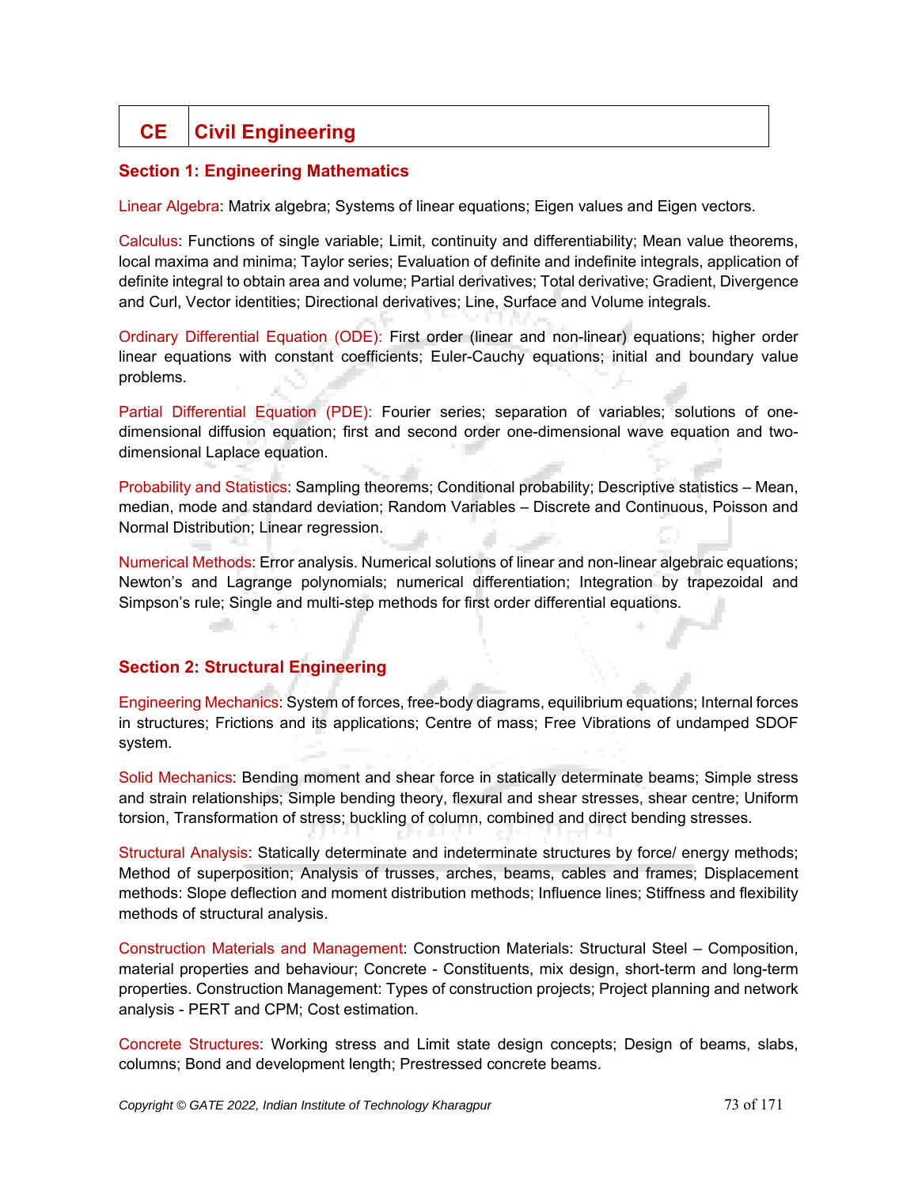| CE | Civil Engineering |
|---|---|

## Section 1: Engineering Mathematics

Linear Algebra: Matrix algebra; Systems of linear equations; Eigen values and Eigen vectors.

Calculus: Functions of single variable; Limit, continuity and differentiability; Mean value theorems, local maxima and minima; Taylor series; Evaluation of definite and indefinite integrals, application of definite integral to obtain area and volume; Partial derivatives; Total derivative; Gradient, Divergence and Curl, Vector identities; Directional derivatives; Line, Surface and Volume integrals.

Ordinary Differential Equation (ODE): First order (linear and non-linear) equations; higher order linear equations with constant coefficients; Euler-Cauchy equations; initial and boundary value problems.

Partial Differential Equation (PDE): Fourier series; separation of variables; solutions of one-dimensional diffusion equation; first and second order one-dimensional wave equation and two-dimensional Laplace equation.

Probability and Statistics: Sampling theorems; Conditional probability; Descriptive statistics – Mean, median, mode and standard deviation; Random Variables – Discrete and Continuous, Poisson and Normal Distribution; Linear regression.

Numerical Methods: Error analysis. Numerical solutions of linear and non-linear algebraic equations; Newton's and Lagrange polynomials; numerical differentiation; Integration by trapezoidal and Simpson's rule; Single and multi-step methods for first order differential equations.

## Section 2: Structural Engineering

Engineering Mechanics: System of forces, free-body diagrams, equilibrium equations; Internal forces in structures; Frictions and its applications; Centre of mass; Free Vibrations of undamped SDOF system.

Solid Mechanics: Bending moment and shear force in statically determinate beams; Simple stress and strain relationships; Simple bending theory, flexural and shear stresses, shear centre; Uniform torsion, Transformation of stress; buckling of column, combined and direct bending stresses.

Structural Analysis: Statically determinate and indeterminate structures by force/ energy methods; Method of superposition; Analysis of trusses, arches, beams, cables and frames; Displacement methods: Slope deflection and moment distribution methods; Influence lines; Stiffness and flexibility methods of structural analysis.

Construction Materials and Management: Construction Materials: Structural Steel – Composition, material properties and behaviour; Concrete - Constituents, mix design, short-term and long-term properties. Construction Management: Types of construction projects; Project planning and network analysis - PERT and CPM; Cost estimation.

Concrete Structures: Working stress and Limit state design concepts; Design of beams, slabs, columns; Bond and development length; Prestressed concrete beams.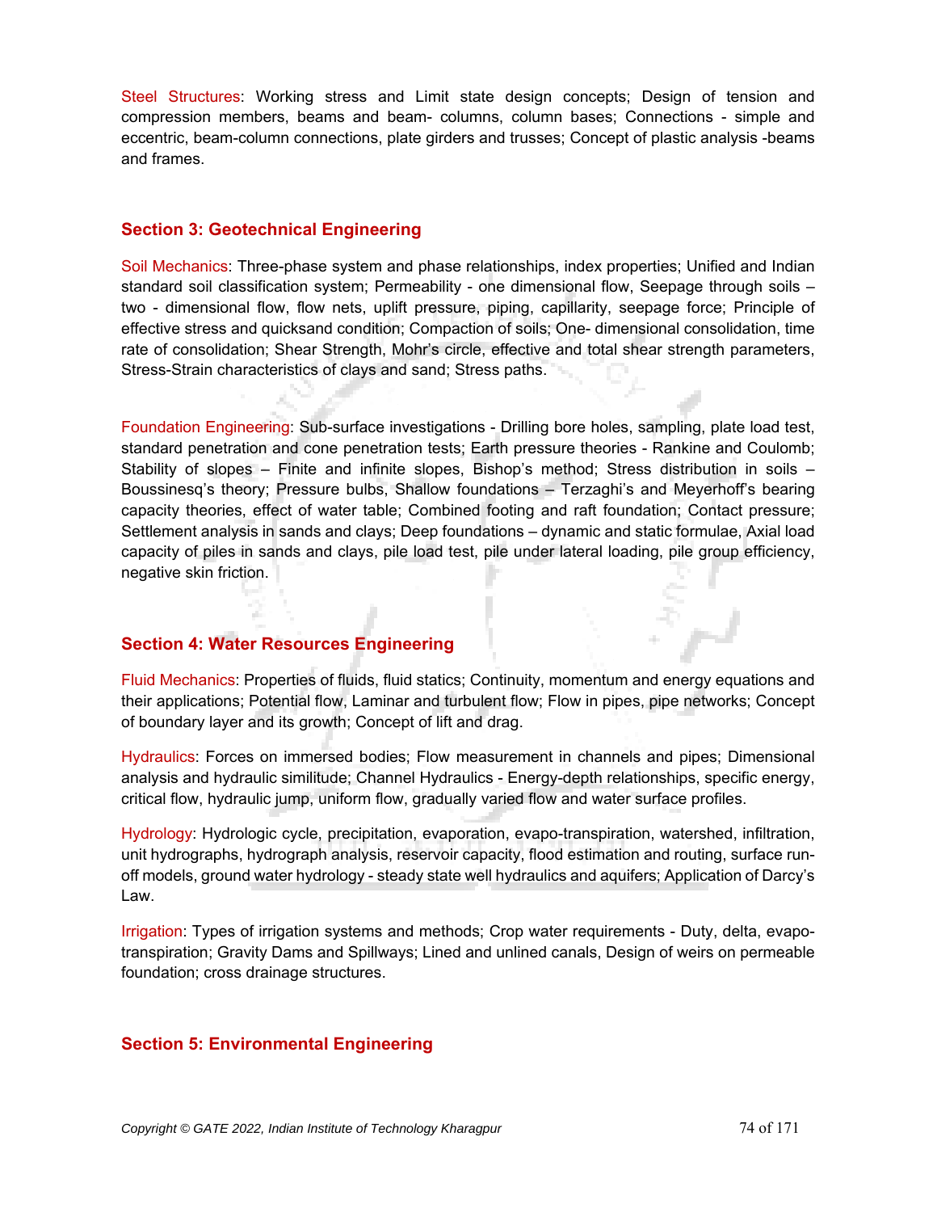Steel Structures: Working stress and Limit state design concepts; Design of tension and compression members, beams and beam- columns, column bases; Connections - simple and eccentric, beam-column connections, plate girders and trusses; Concept of plastic analysis -beams and frames.

## Section 3: Geotechnical Engineering

Soil Mechanics: Three-phase system and phase relationships, index properties; Unified and Indian standard soil classification system; Permeability - one dimensional flow, Seepage through soils – two - dimensional flow, flow nets, uplift pressure, piping, capillarity, seepage force; Principle of effective stress and quicksand condition; Compaction of soils; One- dimensional consolidation, time rate of consolidation; Shear Strength, Mohr's circle, effective and total shear strength parameters, Stress-Strain characteristics of clays and sand; Stress paths.

Foundation Engineering: Sub-surface investigations - Drilling bore holes, sampling, plate load test, standard penetration and cone penetration tests; Earth pressure theories - Rankine and Coulomb; Stability of slopes – Finite and infinite slopes, Bishop's method; Stress distribution in soils – Boussinesq's theory; Pressure bulbs, Shallow foundations – Terzaghi's and Meyerhoff's bearing capacity theories, effect of water table; Combined footing and raft foundation; Contact pressure; Settlement analysis in sands and clays; Deep foundations – dynamic and static formulae, Axial load capacity of piles in sands and clays, pile load test, pile under lateral loading, pile group efficiency, negative skin friction.

## Section 4: Water Resources Engineering

Fluid Mechanics: Properties of fluids, fluid statics; Continuity, momentum and energy equations and their applications; Potential flow, Laminar and turbulent flow; Flow in pipes, pipe networks; Concept of boundary layer and its growth; Concept of lift and drag.

Hydraulics: Forces on immersed bodies; Flow measurement in channels and pipes; Dimensional analysis and hydraulic similitude; Channel Hydraulics - Energy-depth relationships, specific energy, critical flow, hydraulic jump, uniform flow, gradually varied flow and water surface profiles.

Hydrology: Hydrologic cycle, precipitation, evaporation, evapo-transpiration, watershed, infiltration, unit hydrographs, hydrograph analysis, reservoir capacity, flood estimation and routing, surface run-off models, ground water hydrology - steady state well hydraulics and aquifers; Application of Darcy's Law.

Irrigation: Types of irrigation systems and methods; Crop water requirements - Duty, delta, evapo-transpiration; Gravity Dams and Spillways; Lined and unlined canals, Design of weirs on permeable foundation; cross drainage structures.

## Section 5: Environmental Engineering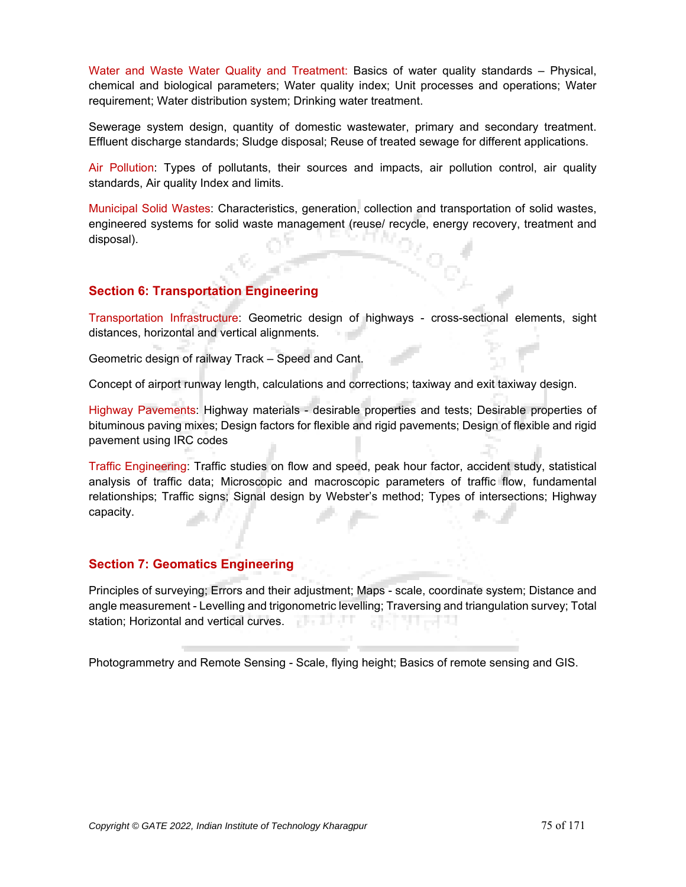Water and Waste Water Quality and Treatment: Basics of water quality standards – Physical, chemical and biological parameters; Water quality index; Unit processes and operations; Water requirement; Water distribution system; Drinking water treatment.

Sewerage system design, quantity of domestic wastewater, primary and secondary treatment. Effluent discharge standards; Sludge disposal; Reuse of treated sewage for different applications.

Air Pollution: Types of pollutants, their sources and impacts, air pollution control, air quality standards, Air quality Index and limits.

Municipal Solid Wastes: Characteristics, generation, collection and transportation of solid wastes, engineered systems for solid waste management (reuse/ recycle, energy recovery, treatment and disposal).

## Section 6: Transportation Engineering

Transportation Infrastructure: Geometric design of highways - cross-sectional elements, sight distances, horizontal and vertical alignments.

Geometric design of railway Track – Speed and Cant.

Concept of airport runway length, calculations and corrections; taxiway and exit taxiway design.

Highway Pavements: Highway materials - desirable properties and tests; Desirable properties of bituminous paving mixes; Design factors for flexible and rigid pavements; Design of flexible and rigid pavement using IRC codes

Traffic Engineering: Traffic studies on flow and speed, peak hour factor, accident study, statistical analysis of traffic data; Microscopic and macroscopic parameters of traffic flow, fundamental relationships; Traffic signs; Signal design by Webster's method; Types of intersections; Highway capacity.

## Section 7: Geomatics Engineering

Principles of surveying; Errors and their adjustment; Maps - scale, coordinate system; Distance and angle measurement - Levelling and trigonometric levelling; Traversing and triangulation survey; Total station; Horizontal and vertical curves.

Photogrammetry and Remote Sensing - Scale, flying height; Basics of remote sensing and GIS.